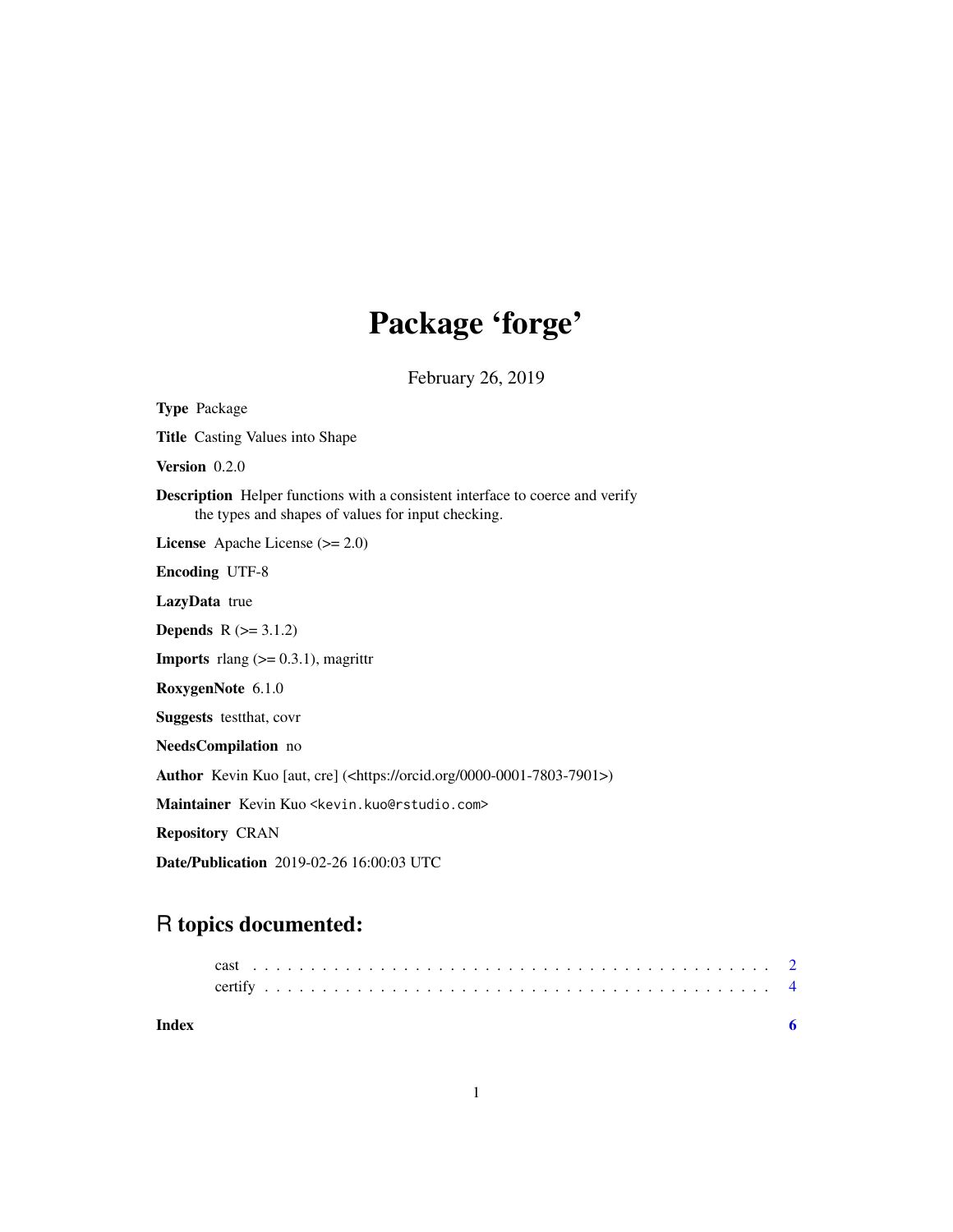# Package 'forge'

February 26, 2019

**Type** Package

**Title** Casting Values into Shape

**Version** 0.2.0

**Description** Helper functions with a consistent interface to coerce and verify the types and shapes of values for input checking.

**License** Apache License (>= 2.0)

**Encoding** UTF-8

**LazyData** true

**Depends** R (>= 3.1.2)

**Imports** rlang (>= 0.3.1), magrittr

**RoxygenNote** 6.1.0

**Suggests** testthat, covr

**NeedsCompilation** no

**Author** Kevin Kuo [aut, cre] (<https://orcid.org/0000-0001-7803-7901>)

**Maintainer** Kevin Kuo <kevin.kuo@rstudio.com>

**Repository** CRAN

**Date/Publication** 2019-02-26 16:00:03 UTC

## R topics documented:

cast . . . . . . . . . . . . . . . . . . . . . . . . . . . . . . . . . . . . . . . . . . 2
certify . . . . . . . . . . . . . . . . . . . . . . . . . . . . . . . . . . . . . . . . . 4

**Index** **6**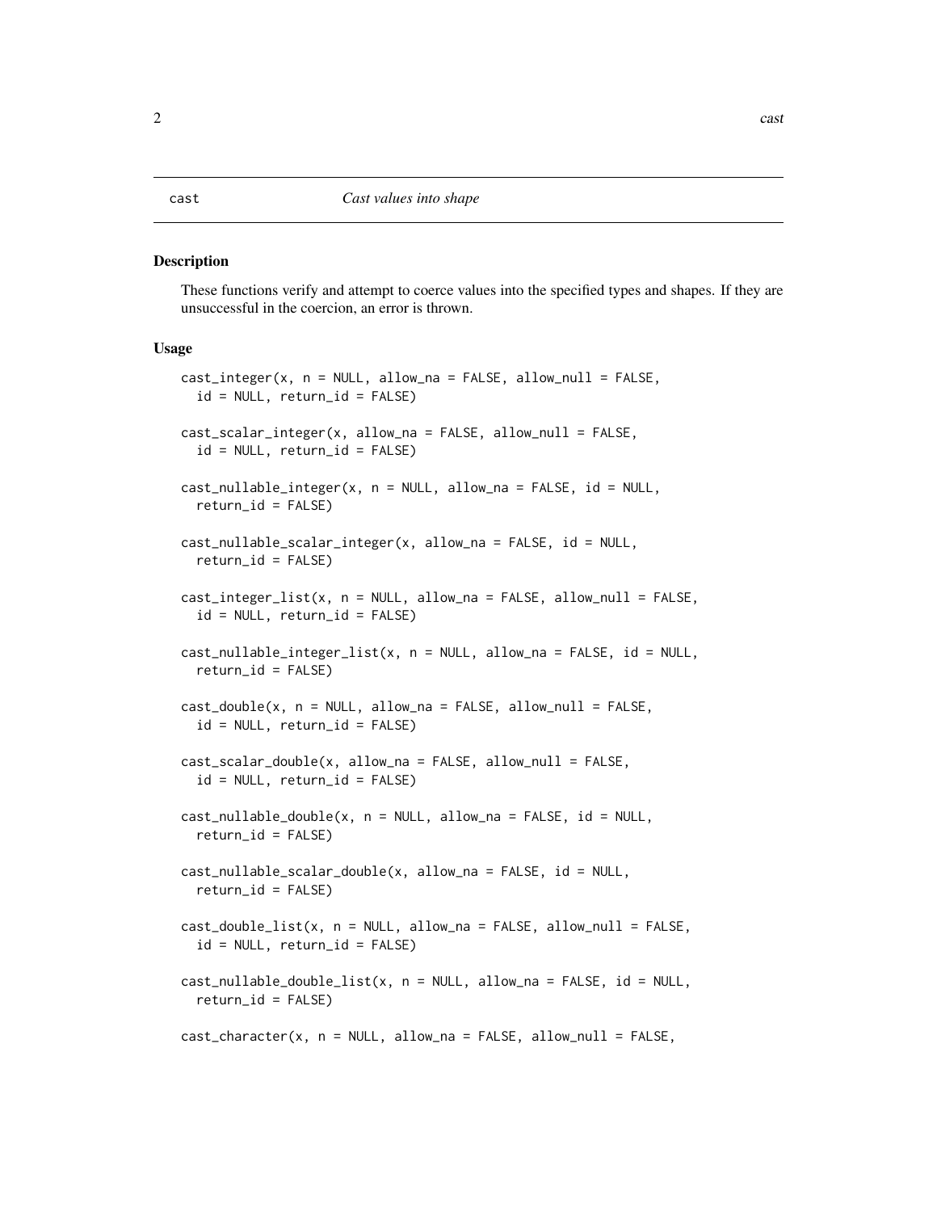cast — *Cast values into shape*

## Description

These functions verify and attempt to coerce values into the specified types and shapes. If they are unsuccessful in the coercion, an error is thrown.

## Usage

```
cast_integer(x, n = NULL, allow_na = FALSE, allow_null = FALSE,
  id = NULL, return_id = FALSE)

cast_scalar_integer(x, allow_na = FALSE, allow_null = FALSE,
  id = NULL, return_id = FALSE)

cast_nullable_integer(x, n = NULL, allow_na = FALSE, id = NULL,
  return_id = FALSE)

cast_nullable_scalar_integer(x, allow_na = FALSE, id = NULL,
  return_id = FALSE)

cast_integer_list(x, n = NULL, allow_na = FALSE, allow_null = FALSE,
  id = NULL, return_id = FALSE)

cast_nullable_integer_list(x, n = NULL, allow_na = FALSE, id = NULL,
  return_id = FALSE)

cast_double(x, n = NULL, allow_na = FALSE, allow_null = FALSE,
  id = NULL, return_id = FALSE)

cast_scalar_double(x, allow_na = FALSE, allow_null = FALSE,
  id = NULL, return_id = FALSE)

cast_nullable_double(x, n = NULL, allow_na = FALSE, id = NULL,
  return_id = FALSE)

cast_nullable_scalar_double(x, allow_na = FALSE, id = NULL,
  return_id = FALSE)

cast_double_list(x, n = NULL, allow_na = FALSE, allow_null = FALSE,
  id = NULL, return_id = FALSE)

cast_nullable_double_list(x, n = NULL, allow_na = FALSE, id = NULL,
  return_id = FALSE)

cast_character(x, n = NULL, allow_na = FALSE, allow_null = FALSE,
```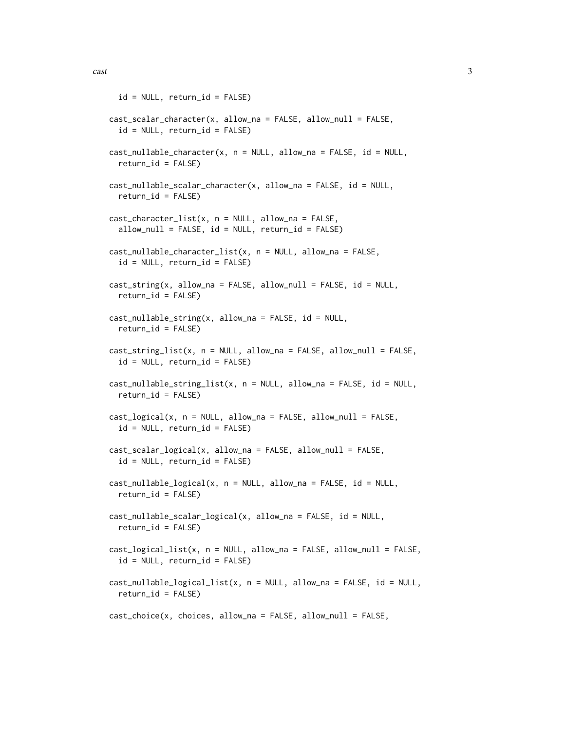```
  id = NULL, return_id = FALSE)

cast_scalar_character(x, allow_na = FALSE, allow_null = FALSE,
  id = NULL, return_id = FALSE)

cast_nullable_character(x, n = NULL, allow_na = FALSE, id = NULL,
  return_id = FALSE)

cast_nullable_scalar_character(x, allow_na = FALSE, id = NULL,
  return_id = FALSE)

cast_character_list(x, n = NULL, allow_na = FALSE,
  allow_null = FALSE, id = NULL, return_id = FALSE)

cast_nullable_character_list(x, n = NULL, allow_na = FALSE,
  id = NULL, return_id = FALSE)

cast_string(x, allow_na = FALSE, allow_null = FALSE, id = NULL,
  return_id = FALSE)

cast_nullable_string(x, allow_na = FALSE, id = NULL,
  return_id = FALSE)

cast_string_list(x, n = NULL, allow_na = FALSE, allow_null = FALSE,
  id = NULL, return_id = FALSE)

cast_nullable_string_list(x, n = NULL, allow_na = FALSE, id = NULL,
  return_id = FALSE)

cast_logical(x, n = NULL, allow_na = FALSE, allow_null = FALSE,
  id = NULL, return_id = FALSE)

cast_scalar_logical(x, allow_na = FALSE, allow_null = FALSE,
  id = NULL, return_id = FALSE)

cast_nullable_logical(x, n = NULL, allow_na = FALSE, id = NULL,
  return_id = FALSE)

cast_nullable_scalar_logical(x, allow_na = FALSE, id = NULL,
  return_id = FALSE)

cast_logical_list(x, n = NULL, allow_na = FALSE, allow_null = FALSE,
  id = NULL, return_id = FALSE)

cast_nullable_logical_list(x, n = NULL, allow_na = FALSE, id = NULL,
  return_id = FALSE)

cast_choice(x, choices, allow_na = FALSE, allow_null = FALSE,
```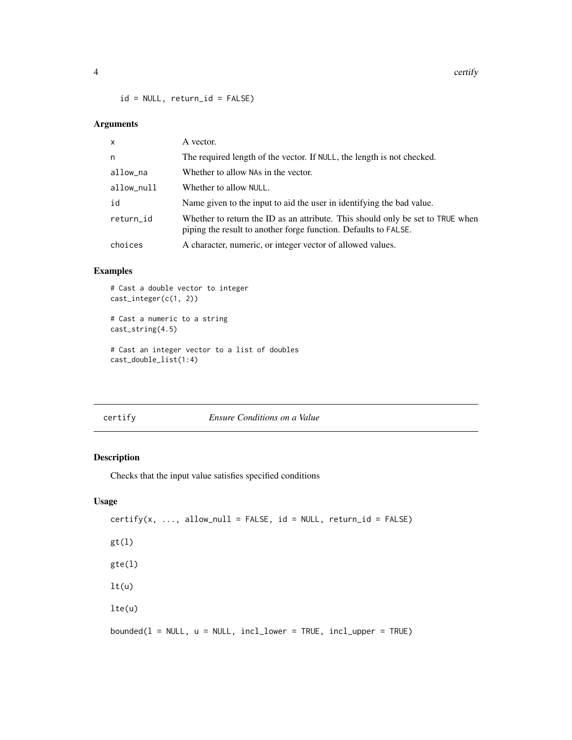```
id = NULL, return_id = FALSE)
```

### Arguments

| | |
|---|---|
| x | A vector. |
| n | The required length of the vector. If NULL, the length is not checked. |
| allow_na | Whether to allow NAs in the vector. |
| allow_null | Whether to allow NULL. |
| id | Name given to the input to aid the user in identifying the bad value. |
| return_id | Whether to return the ID as an attribute. This should only be set to TRUE when piping the result to another forge function. Defaults to FALSE. |
| choices | A character, numeric, or integer vector of allowed values. |

### Examples

```
# Cast a double vector to integer
cast_integer(c(1, 2))

# Cast a numeric to a string
cast_string(4.5)

# Cast an integer vector to a list of doubles
cast_double_list(1:4)
```

## certify — *Ensure Conditions on a Value*

### Description

Checks that the input value satisfies specified conditions

### Usage

```
certify(x, ..., allow_null = FALSE, id = NULL, return_id = FALSE)

gt(l)

gte(l)

lt(u)

lte(u)

bounded(l = NULL, u = NULL, incl_lower = TRUE, incl_upper = TRUE)
```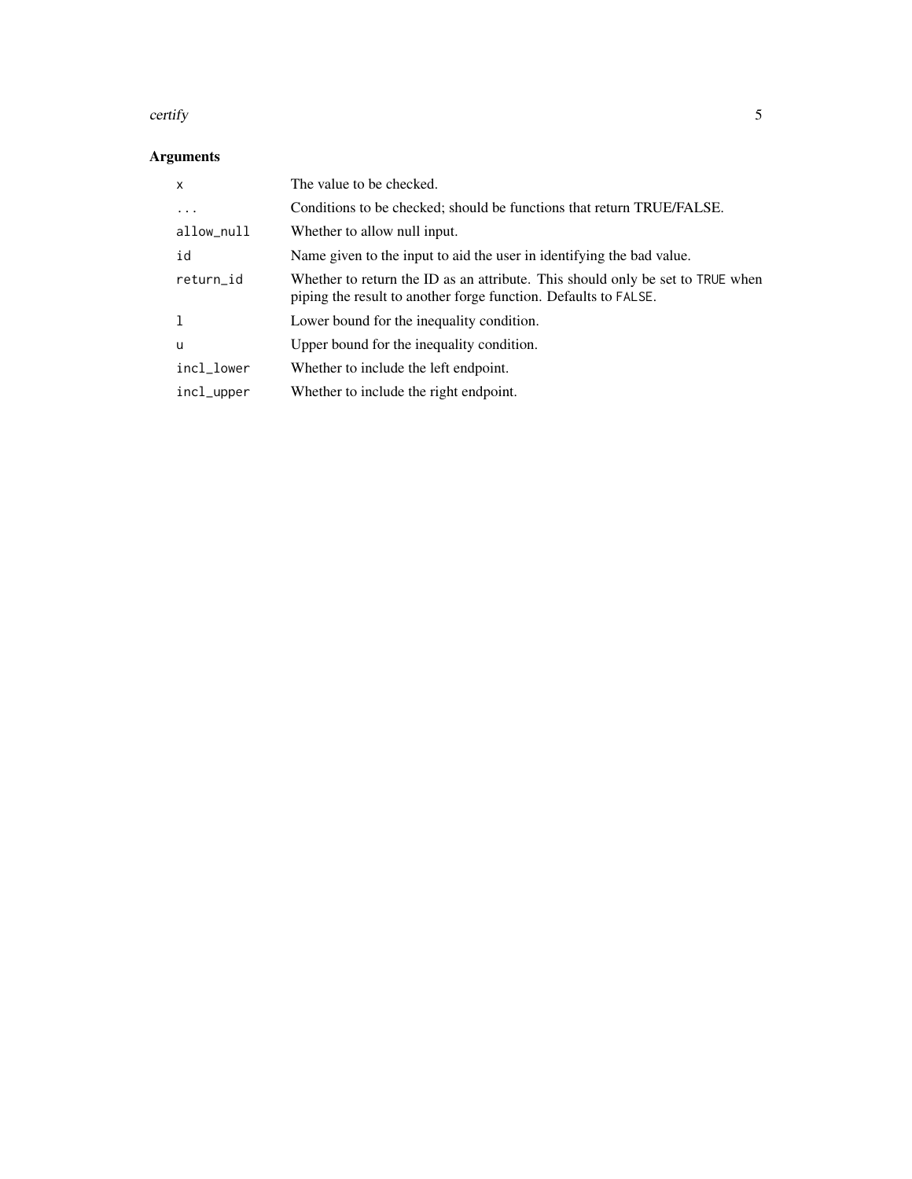## Arguments

| Argument | Description |
| --- | --- |
| `x` | The value to be checked. |
| `...` | Conditions to be checked; should be functions that return TRUE/FALSE. |
| `allow_null` | Whether to allow null input. |
| `id` | Name given to the input to aid the user in identifying the bad value. |
| `return_id` | Whether to return the ID as an attribute. This should only be set to `TRUE` when piping the result to another forge function. Defaults to `FALSE`. |
| `l` | Lower bound for the inequality condition. |
| `u` | Upper bound for the inequality condition. |
| `incl_lower` | Whether to include the left endpoint. |
| `incl_upper` | Whether to include the right endpoint. |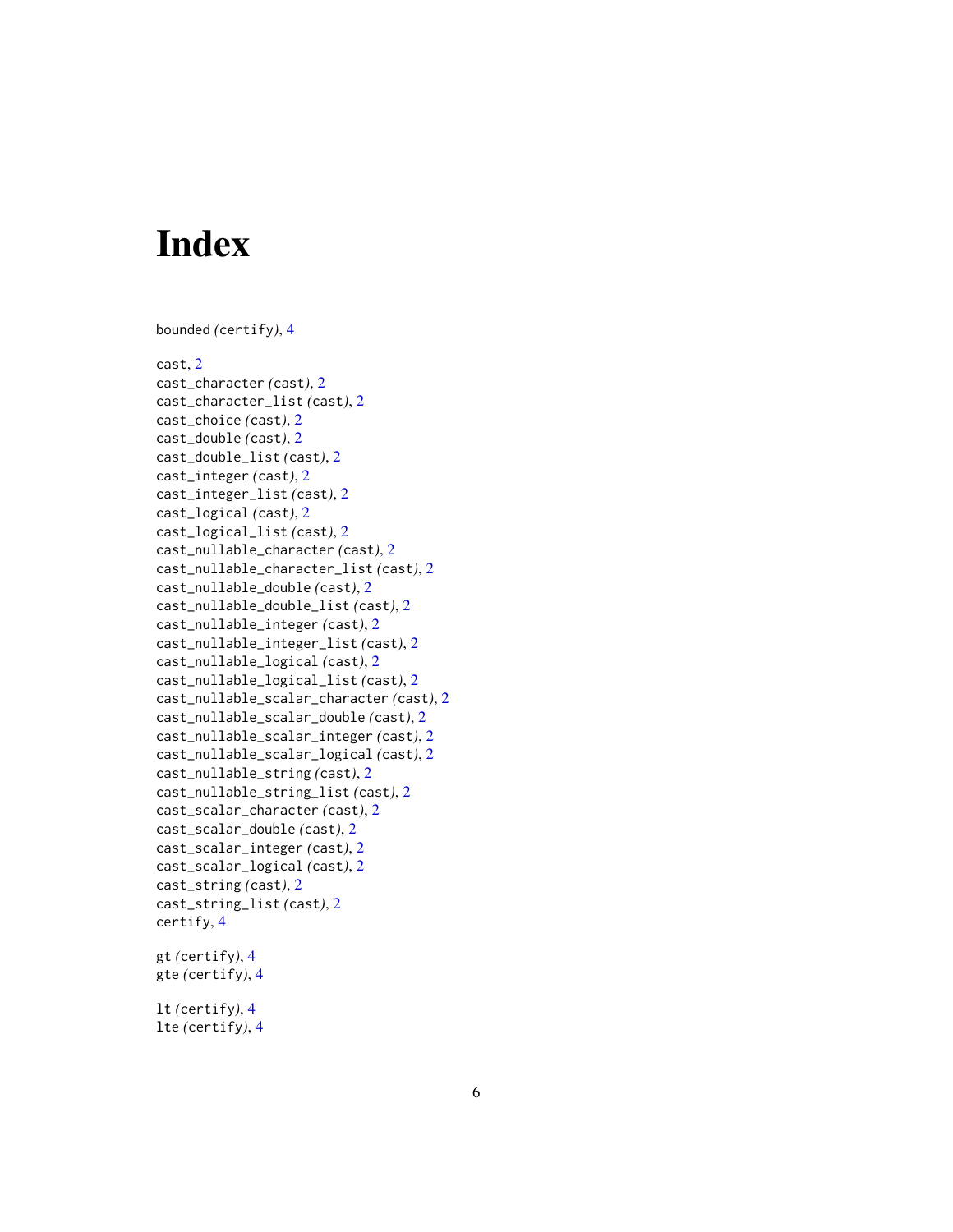# Index

bounded *(certify)*, 4

cast, 2
cast_character *(cast)*, 2
cast_character_list *(cast)*, 2
cast_choice *(cast)*, 2
cast_double *(cast)*, 2
cast_double_list *(cast)*, 2
cast_integer *(cast)*, 2
cast_integer_list *(cast)*, 2
cast_logical *(cast)*, 2
cast_logical_list *(cast)*, 2
cast_nullable_character *(cast)*, 2
cast_nullable_character_list *(cast)*, 2
cast_nullable_double *(cast)*, 2
cast_nullable_double_list *(cast)*, 2
cast_nullable_integer *(cast)*, 2
cast_nullable_integer_list *(cast)*, 2
cast_nullable_logical *(cast)*, 2
cast_nullable_logical_list *(cast)*, 2
cast_nullable_scalar_character *(cast)*, 2
cast_nullable_scalar_double *(cast)*, 2
cast_nullable_scalar_integer *(cast)*, 2
cast_nullable_scalar_logical *(cast)*, 2
cast_nullable_string *(cast)*, 2
cast_nullable_string_list *(cast)*, 2
cast_scalar_character *(cast)*, 2
cast_scalar_double *(cast)*, 2
cast_scalar_integer *(cast)*, 2
cast_scalar_logical *(cast)*, 2
cast_string *(cast)*, 2
cast_string_list *(cast)*, 2
certify, 4

gt *(certify)*, 4
gte *(certify)*, 4

lt *(certify)*, 4
lte *(certify)*, 4